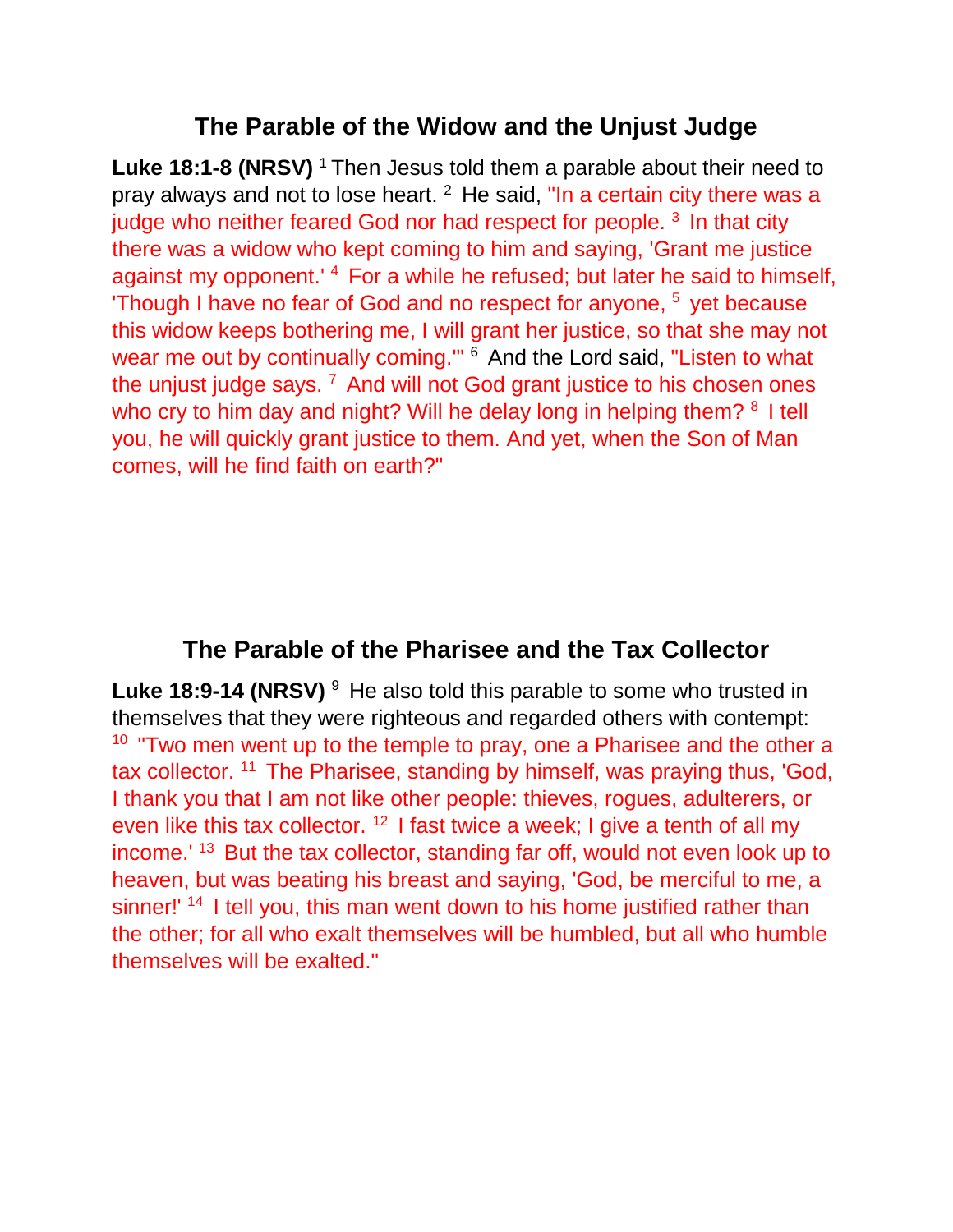## The Parable of the Widow and the Unjust Judge

**Luke 18:1-8 (NRSV)** [1] Then Jesus told them a parable about their need to pray always and not to lose heart. [2] He said, "In a certain city there was a judge who neither feared God nor had respect for people. [3] In that city there was a widow who kept coming to him and saying, 'Grant me justice against my opponent.' [4] For a while he refused; but later he said to himself, 'Though I have no fear of God and no respect for anyone, [5] yet because this widow keeps bothering me, I will grant her justice, so that she may not wear me out by continually coming.'" [6] And the Lord said, "Listen to what the unjust judge says. [7] And will not God grant justice to his chosen ones who cry to him day and night? Will he delay long in helping them? [8] I tell you, he will quickly grant justice to them. And yet, when the Son of Man comes, will he find faith on earth?"

## The Parable of the Pharisee and the Tax Collector

**Luke 18:9-14 (NRSV)** [9] He also told this parable to some who trusted in themselves that they were righteous and regarded others with contempt: [10] "Two men went up to the temple to pray, one a Pharisee and the other a tax collector. [11] The Pharisee, standing by himself, was praying thus, 'God, I thank you that I am not like other people: thieves, rogues, adulterers, or even like this tax collector. [12] I fast twice a week; I give a tenth of all my income.' [13] But the tax collector, standing far off, would not even look up to heaven, but was beating his breast and saying, 'God, be merciful to me, a sinner!' [14] I tell you, this man went down to his home justified rather than the other; for all who exalt themselves will be humbled, but all who humble themselves will be exalted."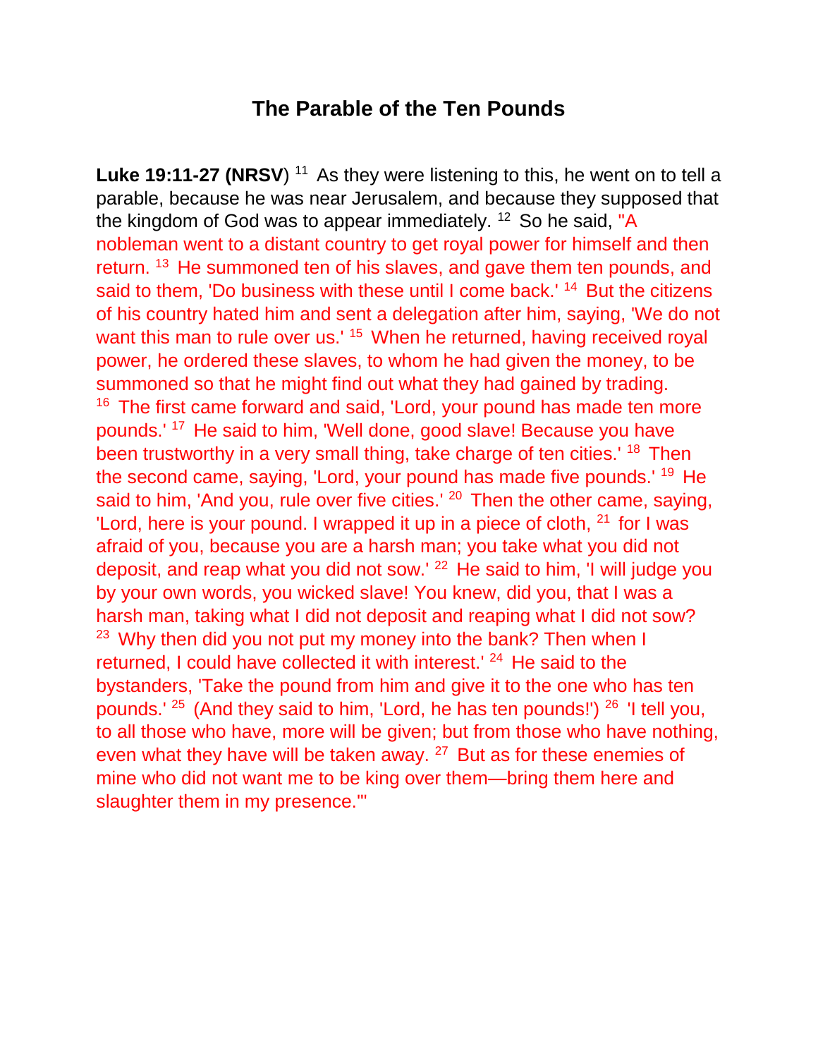## The Parable of the Ten Pounds

**Luke 19:11-27 (NRSV)** [11] As they were listening to this, he went on to tell a parable, because he was near Jerusalem, and because they supposed that the kingdom of God was to appear immediately. [12] So he said, "A nobleman went to a distant country to get royal power for himself and then return. [13] He summoned ten of his slaves, and gave them ten pounds, and said to them, 'Do business with these until I come back.' [14] But the citizens of his country hated him and sent a delegation after him, saying, 'We do not want this man to rule over us.' [15] When he returned, having received royal power, he ordered these slaves, to whom he had given the money, to be summoned so that he might find out what they had gained by trading. [16] The first came forward and said, 'Lord, your pound has made ten more pounds.' [17] He said to him, 'Well done, good slave! Because you have been trustworthy in a very small thing, take charge of ten cities.' [18] Then the second came, saying, 'Lord, your pound has made five pounds.' [19] He said to him, 'And you, rule over five cities.' [20] Then the other came, saying, 'Lord, here is your pound. I wrapped it up in a piece of cloth, [21] for I was afraid of you, because you are a harsh man; you take what you did not deposit, and reap what you did not sow.' [22] He said to him, 'I will judge you by your own words, you wicked slave! You knew, did you, that I was a harsh man, taking what I did not deposit and reaping what I did not sow? [23] Why then did you not put my money into the bank? Then when I returned, I could have collected it with interest.' [24] He said to the bystanders, 'Take the pound from him and give it to the one who has ten pounds.' [25] (And they said to him, 'Lord, he has ten pounds!') [26] 'I tell you, to all those who have, more will be given; but from those who have nothing, even what they have will be taken away. [27] But as for these enemies of mine who did not want me to be king over them—bring them here and slaughter them in my presence.'"